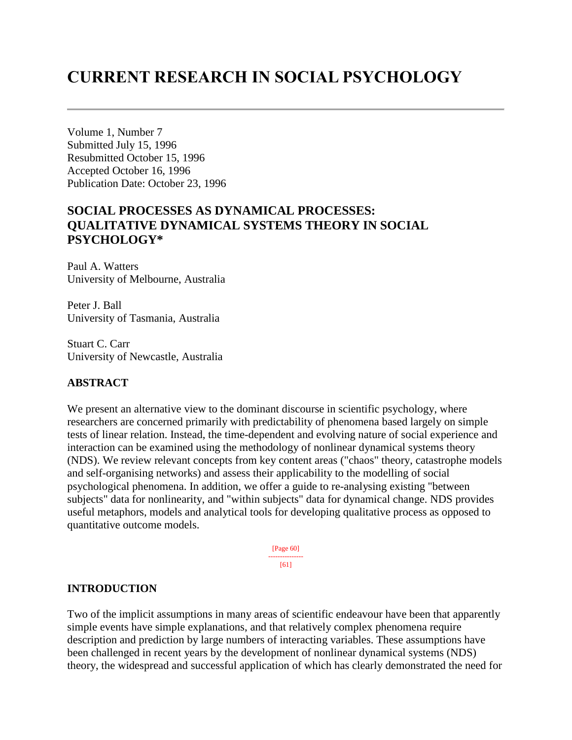# CURRENT RESEARCH IN SOCIAL PSYCHOLOGY

Volume 1, Number 7
Submitted July 15, 1996
Resubmitted October 15, 1996
Accepted October 16, 1996
Publication Date: October 23, 1996

## SOCIAL PROCESSES AS DYNAMICAL PROCESSES: QUALITATIVE DYNAMICAL SYSTEMS THEORY IN SOCIAL PSYCHOLOGY*

Paul A. Watters
University of Melbourne, Australia

Peter J. Ball
University of Tasmania, Australia

Stuart C. Carr
University of Newcastle, Australia

### ABSTRACT

We present an alternative view to the dominant discourse in scientific psychology, where researchers are concerned primarily with predictability of phenomena based largely on simple tests of linear relation. Instead, the time-dependent and evolving nature of social experience and interaction can be examined using the methodology of nonlinear dynamical systems theory (NDS). We review relevant concepts from key content areas ("chaos" theory, catastrophe models and self-organising networks) and assess their applicability to the modelling of social psychological phenomena. In addition, we offer a guide to re-analysing existing "between subjects" data for nonlinearity, and "within subjects" data for dynamical change. NDS provides useful metaphors, models and analytical tools for developing qualitative process as opposed to quantitative outcome models.

[Page 60]
---------------
[61]

### INTRODUCTION

Two of the implicit assumptions in many areas of scientific endeavour have been that apparently simple events have simple explanations, and that relatively complex phenomena require description and prediction by large numbers of interacting variables. These assumptions have been challenged in recent years by the development of nonlinear dynamical systems (NDS) theory, the widespread and successful application of which has clearly demonstrated the need for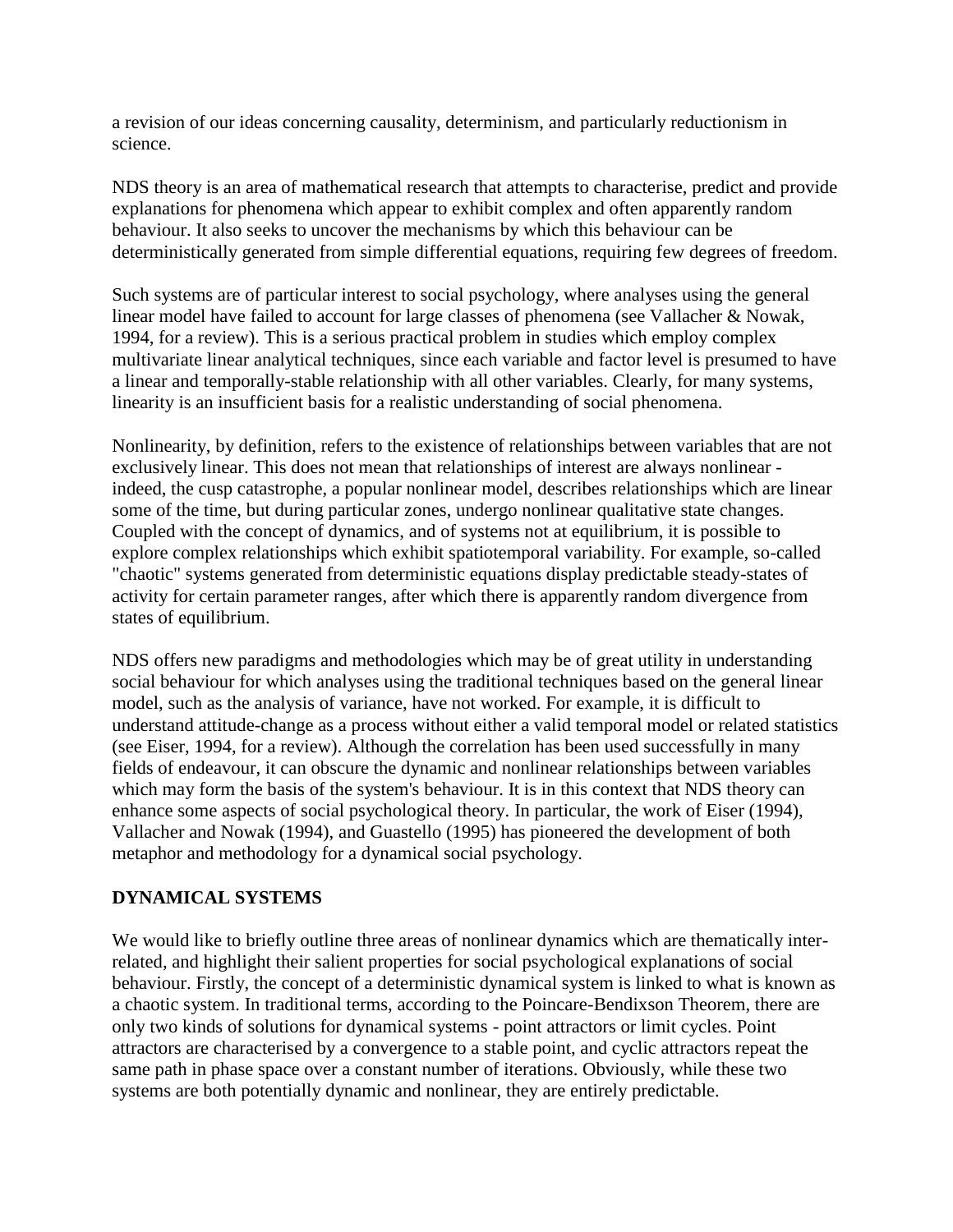a revision of our ideas concerning causality, determinism, and particularly reductionism in science.

NDS theory is an area of mathematical research that attempts to characterise, predict and provide explanations for phenomena which appear to exhibit complex and often apparently random behaviour. It also seeks to uncover the mechanisms by which this behaviour can be deterministically generated from simple differential equations, requiring few degrees of freedom.

Such systems are of particular interest to social psychology, where analyses using the general linear model have failed to account for large classes of phenomena (see Vallacher & Nowak, 1994, for a review). This is a serious practical problem in studies which employ complex multivariate linear analytical techniques, since each variable and factor level is presumed to have a linear and temporally-stable relationship with all other variables. Clearly, for many systems, linearity is an insufficient basis for a realistic understanding of social phenomena.

Nonlinearity, by definition, refers to the existence of relationships between variables that are not exclusively linear. This does not mean that relationships of interest are always nonlinear - indeed, the cusp catastrophe, a popular nonlinear model, describes relationships which are linear some of the time, but during particular zones, undergo nonlinear qualitative state changes. Coupled with the concept of dynamics, and of systems not at equilibrium, it is possible to explore complex relationships which exhibit spatiotemporal variability. For example, so-called "chaotic" systems generated from deterministic equations display predictable steady-states of activity for certain parameter ranges, after which there is apparently random divergence from states of equilibrium.

NDS offers new paradigms and methodologies which may be of great utility in understanding social behaviour for which analyses using the traditional techniques based on the general linear model, such as the analysis of variance, have not worked. For example, it is difficult to understand attitude-change as a process without either a valid temporal model or related statistics (see Eiser, 1994, for a review). Although the correlation has been used successfully in many fields of endeavour, it can obscure the dynamic and nonlinear relationships between variables which may form the basis of the system's behaviour. It is in this context that NDS theory can enhance some aspects of social psychological theory. In particular, the work of Eiser (1994), Vallacher and Nowak (1994), and Guastello (1995) has pioneered the development of both metaphor and methodology for a dynamical social psychology.

## DYNAMICAL SYSTEMS

We would like to briefly outline three areas of nonlinear dynamics which are thematically inter-related, and highlight their salient properties for social psychological explanations of social behaviour. Firstly, the concept of a deterministic dynamical system is linked to what is known as a chaotic system. In traditional terms, according to the Poincare-Bendixson Theorem, there are only two kinds of solutions for dynamical systems - point attractors or limit cycles. Point attractors are characterised by a convergence to a stable point, and cyclic attractors repeat the same path in phase space over a constant number of iterations. Obviously, while these two systems are both potentially dynamic and nonlinear, they are entirely predictable.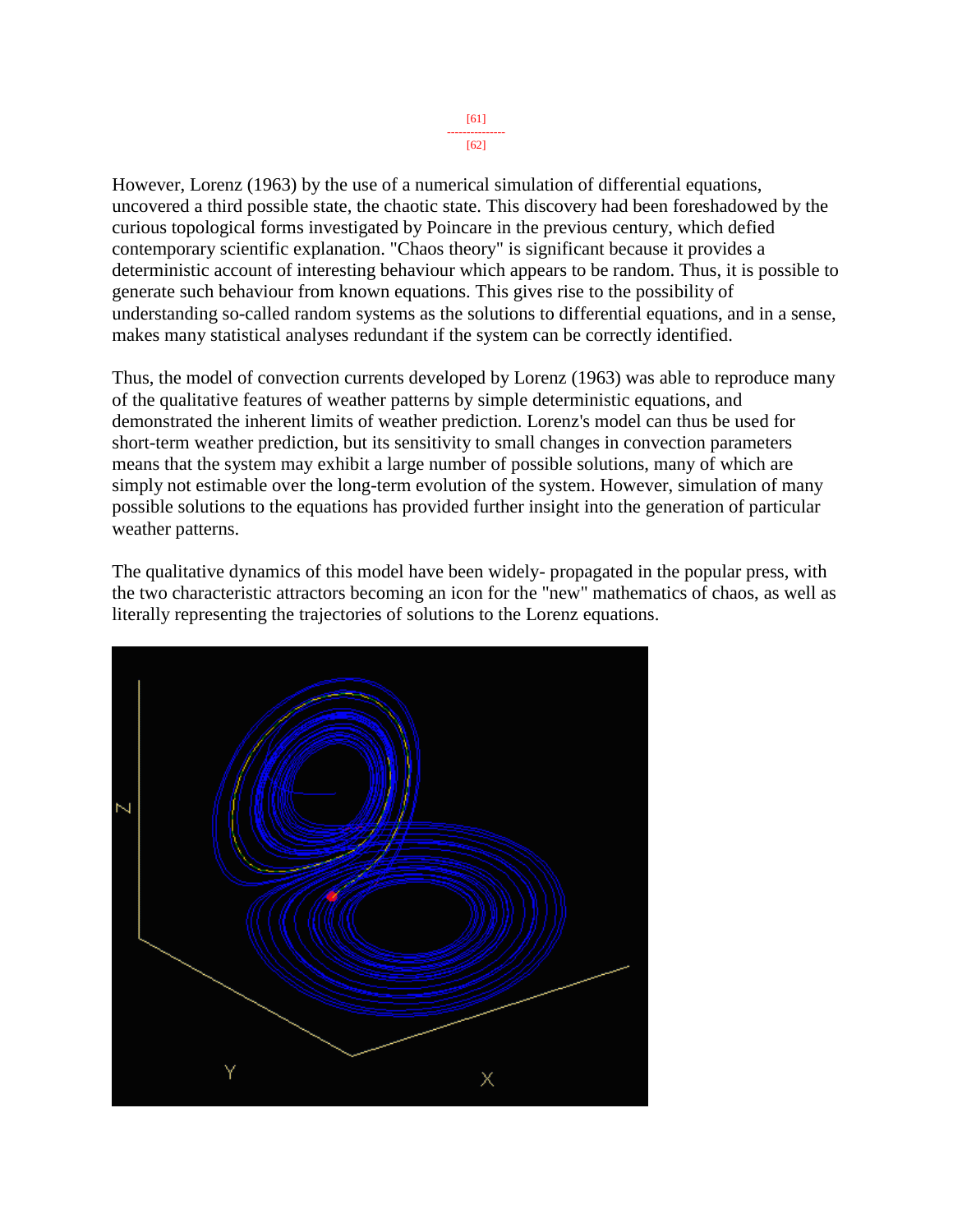However, Lorenz (1963) by the use of a numerical simulation of differential equations, uncovered a third possible state, the chaotic state. This discovery had been foreshadowed by the curious topological forms investigated by Poincare in the previous century, which defied contemporary scientific explanation. "Chaos theory" is significant because it provides a deterministic account of interesting behaviour which appears to be random. Thus, it is possible to generate such behaviour from known equations. This gives rise to the possibility of understanding so-called random systems as the solutions to differential equations, and in a sense, makes many statistical analyses redundant if the system can be correctly identified.

Thus, the model of convection currents developed by Lorenz (1963) was able to reproduce many of the qualitative features of weather patterns by simple deterministic equations, and demonstrated the inherent limits of weather prediction. Lorenz's model can thus be used for short-term weather prediction, but its sensitivity to small changes in convection parameters means that the system may exhibit a large number of possible solutions, many of which are simply not estimable over the long-term evolution of the system. However, simulation of many possible solutions to the equations has provided further insight into the generation of particular weather patterns.

The qualitative dynamics of this model have been widely- propagated in the popular press, with the two characteristic attractors becoming an icon for the "new" mathematics of chaos, as well as literally representing the trajectories of solutions to the Lorenz equations.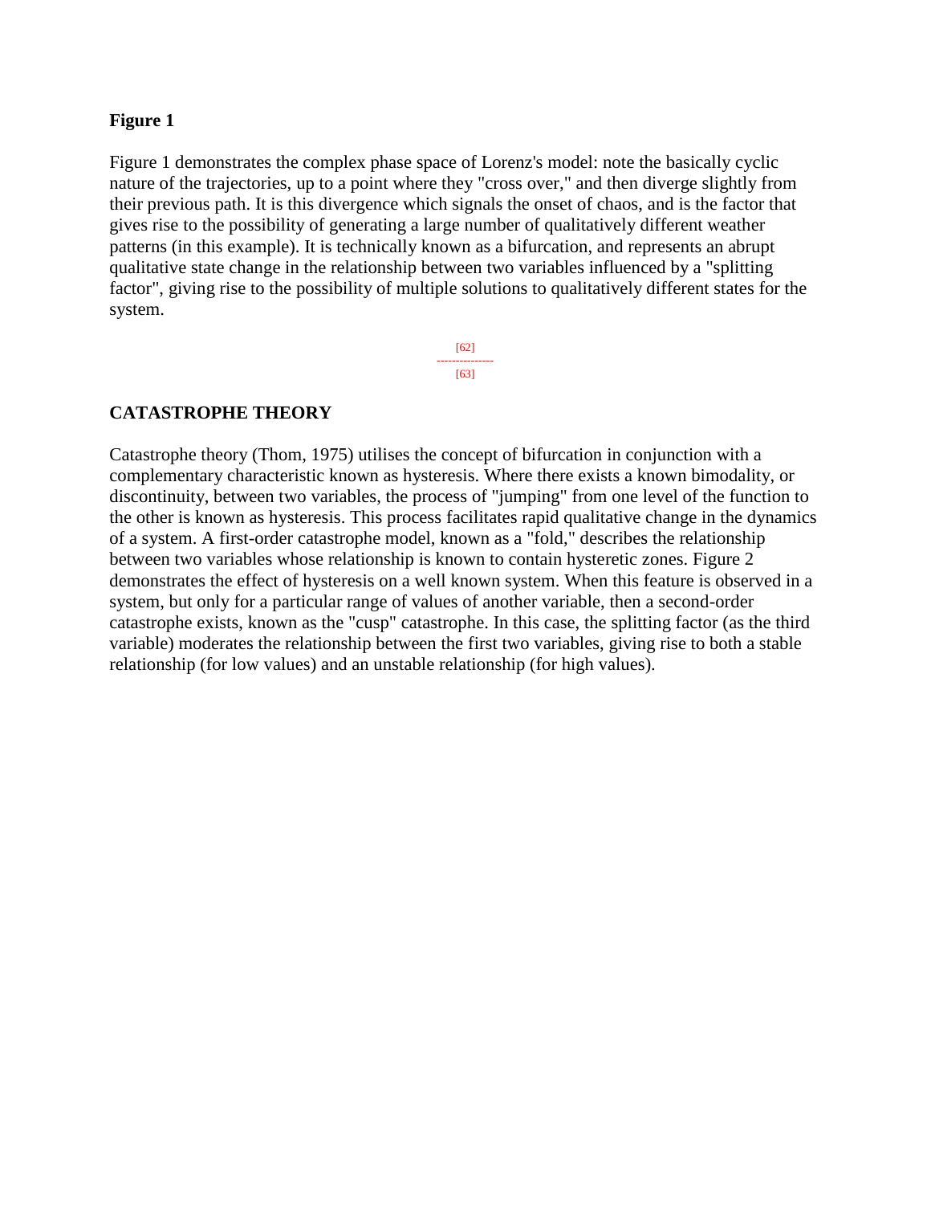**Figure 1**

Figure 1 demonstrates the complex phase space of Lorenz's model: note the basically cyclic nature of the trajectories, up to a point where they "cross over," and then diverge slightly from their previous path. It is this divergence which signals the onset of chaos, and is the factor that gives rise to the possibility of generating a large number of qualitatively different weather patterns (in this example). It is technically known as a bifurcation, and represents an abrupt qualitative state change in the relationship between two variables influenced by a "splitting factor", giving rise to the possibility of multiple solutions to qualitatively different states for the system.

## CATASTROPHE THEORY

Catastrophe theory (Thom, 1975) utilises the concept of bifurcation in conjunction with a complementary characteristic known as hysteresis. Where there exists a known bimodality, or discontinuity, between two variables, the process of "jumping" from one level of the function to the other is known as hysteresis. This process facilitates rapid qualitative change in the dynamics of a system. A first-order catastrophe model, known as a "fold," describes the relationship between two variables whose relationship is known to contain hysteretic zones. Figure 2 demonstrates the effect of hysteresis on a well known system. When this feature is observed in a system, but only for a particular range of values of another variable, then a second-order catastrophe exists, known as the "cusp" catastrophe. In this case, the splitting factor (as the third variable) moderates the relationship between the first two variables, giving rise to both a stable relationship (for low values) and an unstable relationship (for high values).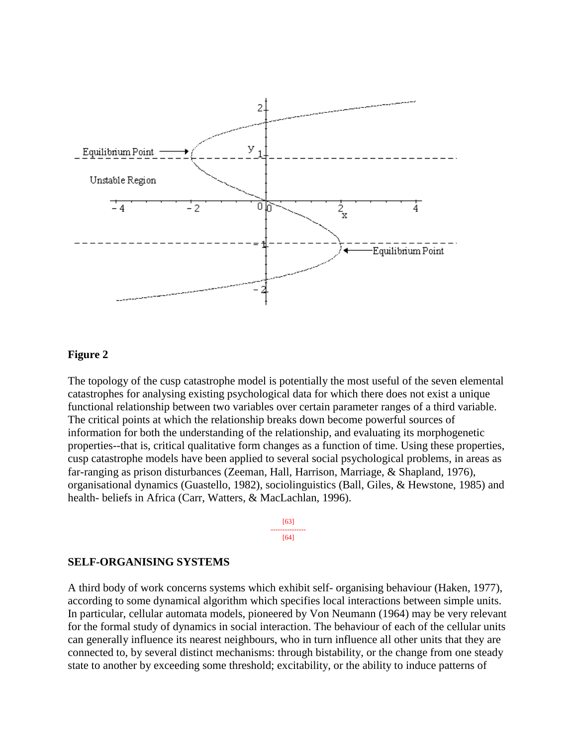**Figure 2**

The topology of the cusp catastrophe model is potentially the most useful of the seven elemental catastrophes for analysing existing psychological data for which there does not exist a unique functional relationship between two variables over certain parameter ranges of a third variable. The critical points at which the relationship breaks down become powerful sources of information for both the understanding of the relationship, and evaluating its morphogenetic properties--that is, critical qualitative form changes as a function of time. Using these properties, cusp catastrophe models have been applied to several social psychological problems, in areas as far-ranging as prison disturbances (Zeeman, Hall, Harrison, Marriage, & Shapland, 1976), organisational dynamics (Guastello, 1982), sociolinguistics (Ball, Giles, & Hewstone, 1985) and health- beliefs in Africa (Carr, Watters, & MacLachlan, 1996).

## SELF-ORGANISING SYSTEMS

A third body of work concerns systems which exhibit self- organising behaviour (Haken, 1977), according to some dynamical algorithm which specifies local interactions between simple units. In particular, cellular automata models, pioneered by Von Neumann (1964) may be very relevant for the formal study of dynamics in social interaction. The behaviour of each of the cellular units can generally influence its nearest neighbours, who in turn influence all other units that they are connected to, by several distinct mechanisms: through bistability, or the change from one steady state to another by exceeding some threshold; excitability, or the ability to induce patterns of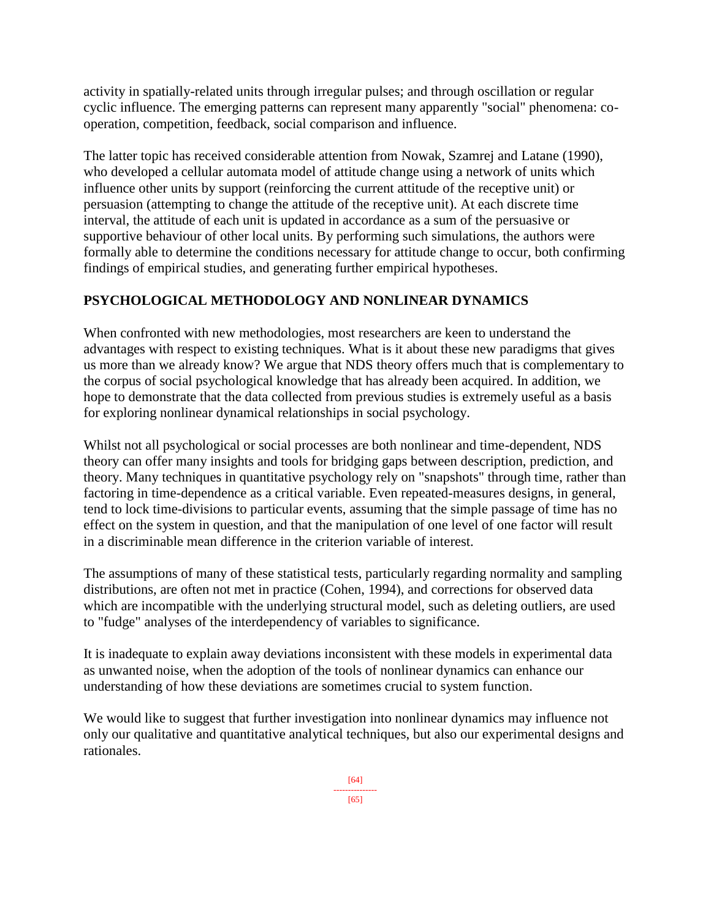activity in spatially-related units through irregular pulses; and through oscillation or regular cyclic influence. The emerging patterns can represent many apparently "social" phenomena: co-operation, competition, feedback, social comparison and influence.

The latter topic has received considerable attention from Nowak, Szamrej and Latane (1990), who developed a cellular automata model of attitude change using a network of units which influence other units by support (reinforcing the current attitude of the receptive unit) or persuasion (attempting to change the attitude of the receptive unit). At each discrete time interval, the attitude of each unit is updated in accordance as a sum of the persuasive or supportive behaviour of other local units. By performing such simulations, the authors were formally able to determine the conditions necessary for attitude change to occur, both confirming findings of empirical studies, and generating further empirical hypotheses.

## PSYCHOLOGICAL METHODOLOGY AND NONLINEAR DYNAMICS

When confronted with new methodologies, most researchers are keen to understand the advantages with respect to existing techniques. What is it about these new paradigms that gives us more than we already know? We argue that NDS theory offers much that is complementary to the corpus of social psychological knowledge that has already been acquired. In addition, we hope to demonstrate that the data collected from previous studies is extremely useful as a basis for exploring nonlinear dynamical relationships in social psychology.

Whilst not all psychological or social processes are both nonlinear and time-dependent, NDS theory can offer many insights and tools for bridging gaps between description, prediction, and theory. Many techniques in quantitative psychology rely on "snapshots" through time, rather than factoring in time-dependence as a critical variable. Even repeated-measures designs, in general, tend to lock time-divisions to particular events, assuming that the simple passage of time has no effect on the system in question, and that the manipulation of one level of one factor will result in a discriminable mean difference in the criterion variable of interest.

The assumptions of many of these statistical tests, particularly regarding normality and sampling distributions, are often not met in practice (Cohen, 1994), and corrections for observed data which are incompatible with the underlying structural model, such as deleting outliers, are used to "fudge" analyses of the interdependency of variables to significance.

It is inadequate to explain away deviations inconsistent with these models in experimental data as unwanted noise, when the adoption of the tools of nonlinear dynamics can enhance our understanding of how these deviations are sometimes crucial to system function.

We would like to suggest that further investigation into nonlinear dynamics may influence not only our qualitative and quantitative analytical techniques, but also our experimental designs and rationales.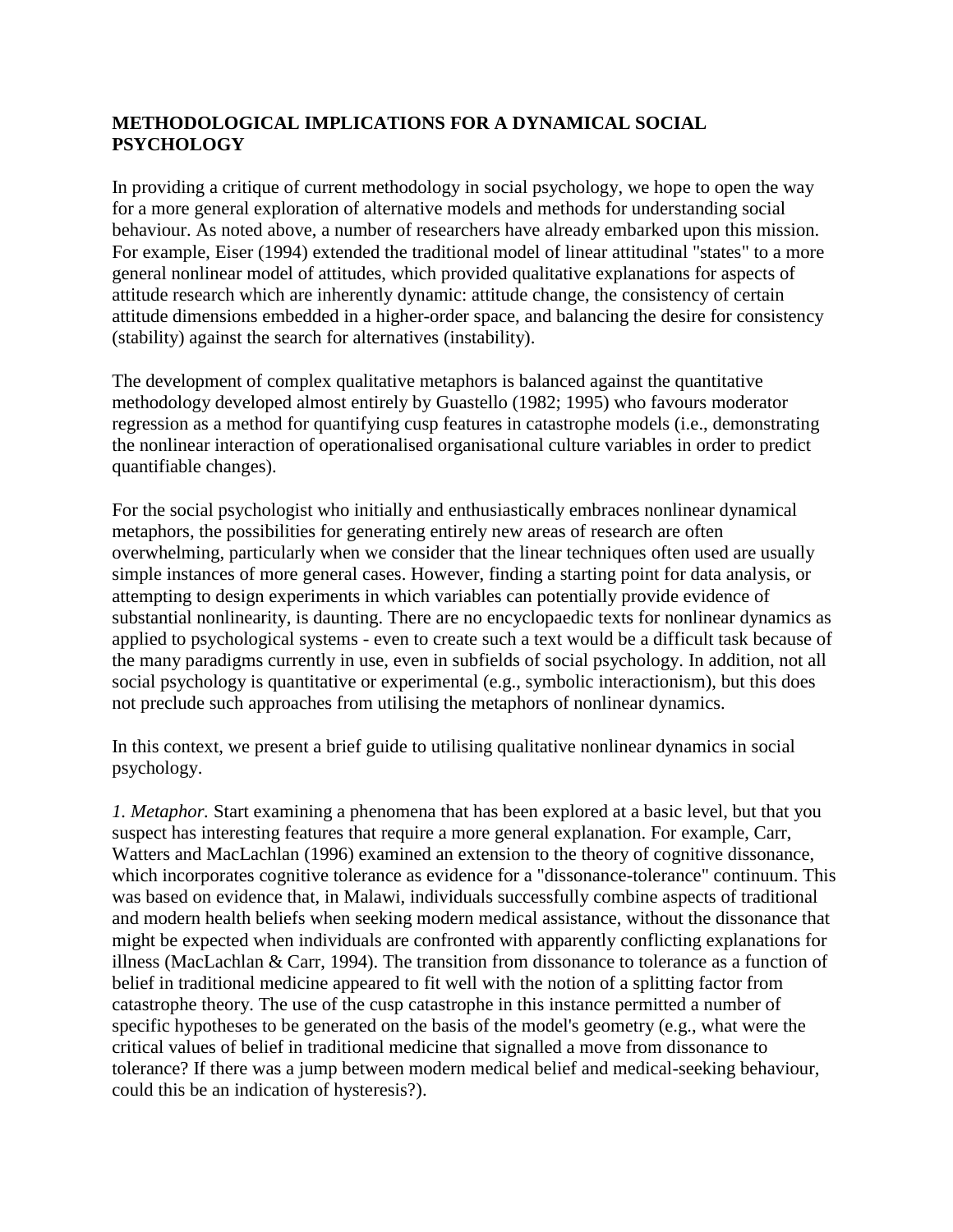## METHODOLOGICAL IMPLICATIONS FOR A DYNAMICAL SOCIAL PSYCHOLOGY

In providing a critique of current methodology in social psychology, we hope to open the way for a more general exploration of alternative models and methods for understanding social behaviour. As noted above, a number of researchers have already embarked upon this mission. For example, Eiser (1994) extended the traditional model of linear attitudinal "states" to a more general nonlinear model of attitudes, which provided qualitative explanations for aspects of attitude research which are inherently dynamic: attitude change, the consistency of certain attitude dimensions embedded in a higher-order space, and balancing the desire for consistency (stability) against the search for alternatives (instability).

The development of complex qualitative metaphors is balanced against the quantitative methodology developed almost entirely by Guastello (1982; 1995) who favours moderator regression as a method for quantifying cusp features in catastrophe models (i.e., demonstrating the nonlinear interaction of operationalised organisational culture variables in order to predict quantifiable changes).

For the social psychologist who initially and enthusiastically embraces nonlinear dynamical metaphors, the possibilities for generating entirely new areas of research are often overwhelming, particularly when we consider that the linear techniques often used are usually simple instances of more general cases. However, finding a starting point for data analysis, or attempting to design experiments in which variables can potentially provide evidence of substantial nonlinearity, is daunting. There are no encyclopaedic texts for nonlinear dynamics as applied to psychological systems - even to create such a text would be a difficult task because of the many paradigms currently in use, even in subfields of social psychology. In addition, not all social psychology is quantitative or experimental (e.g., symbolic interactionism), but this does not preclude such approaches from utilising the metaphors of nonlinear dynamics.

In this context, we present a brief guide to utilising qualitative nonlinear dynamics in social psychology.

*1. Metaphor.* Start examining a phenomena that has been explored at a basic level, but that you suspect has interesting features that require a more general explanation. For example, Carr, Watters and MacLachlan (1996) examined an extension to the theory of cognitive dissonance, which incorporates cognitive tolerance as evidence for a "dissonance-tolerance" continuum. This was based on evidence that, in Malawi, individuals successfully combine aspects of traditional and modern health beliefs when seeking modern medical assistance, without the dissonance that might be expected when individuals are confronted with apparently conflicting explanations for illness (MacLachlan & Carr, 1994). The transition from dissonance to tolerance as a function of belief in traditional medicine appeared to fit well with the notion of a splitting factor from catastrophe theory. The use of the cusp catastrophe in this instance permitted a number of specific hypotheses to be generated on the basis of the model's geometry (e.g., what were the critical values of belief in traditional medicine that signalled a move from dissonance to tolerance? If there was a jump between modern medical belief and medical-seeking behaviour, could this be an indication of hysteresis?).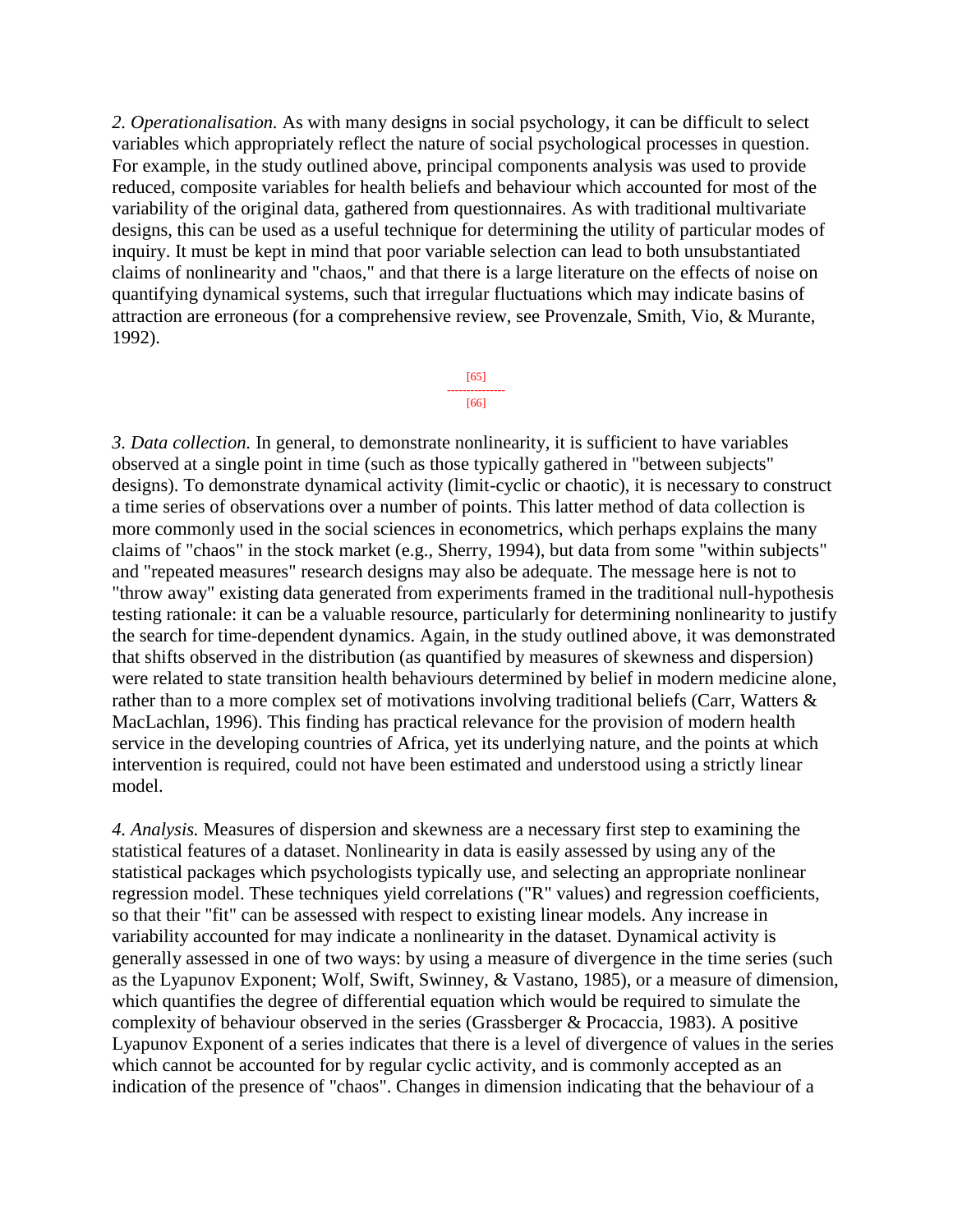*2. Operationalisation.* As with many designs in social psychology, it can be difficult to select variables which appropriately reflect the nature of social psychological processes in question. For example, in the study outlined above, principal components analysis was used to provide reduced, composite variables for health beliefs and behaviour which accounted for most of the variability of the original data, gathered from questionnaires. As with traditional multivariate designs, this can be used as a useful technique for determining the utility of particular modes of inquiry. It must be kept in mind that poor variable selection can lead to both unsubstantiated claims of nonlinearity and "chaos," and that there is a large literature on the effects of noise on quantifying dynamical systems, such that irregular fluctuations which may indicate basins of attraction are erroneous (for a comprehensive review, see Provenzale, Smith, Vio, & Murante, 1992).

*3. Data collection.* In general, to demonstrate nonlinearity, it is sufficient to have variables observed at a single point in time (such as those typically gathered in "between subjects" designs). To demonstrate dynamical activity (limit-cyclic or chaotic), it is necessary to construct a time series of observations over a number of points. This latter method of data collection is more commonly used in the social sciences in econometrics, which perhaps explains the many claims of "chaos" in the stock market (e.g., Sherry, 1994), but data from some "within subjects" and "repeated measures" research designs may also be adequate. The message here is not to "throw away" existing data generated from experiments framed in the traditional null-hypothesis testing rationale: it can be a valuable resource, particularly for determining nonlinearity to justify the search for time-dependent dynamics. Again, in the study outlined above, it was demonstrated that shifts observed in the distribution (as quantified by measures of skewness and dispersion) were related to state transition health behaviours determined by belief in modern medicine alone, rather than to a more complex set of motivations involving traditional beliefs (Carr, Watters & MacLachlan, 1996). This finding has practical relevance for the provision of modern health service in the developing countries of Africa, yet its underlying nature, and the points at which intervention is required, could not have been estimated and understood using a strictly linear model.

*4. Analysis.* Measures of dispersion and skewness are a necessary first step to examining the statistical features of a dataset. Nonlinearity in data is easily assessed by using any of the statistical packages which psychologists typically use, and selecting an appropriate nonlinear regression model. These techniques yield correlations ("R" values) and regression coefficients, so that their "fit" can be assessed with respect to existing linear models. Any increase in variability accounted for may indicate a nonlinearity in the dataset. Dynamical activity is generally assessed in one of two ways: by using a measure of divergence in the time series (such as the Lyapunov Exponent; Wolf, Swift, Swinney, & Vastano, 1985), or a measure of dimension, which quantifies the degree of differential equation which would be required to simulate the complexity of behaviour observed in the series (Grassberger & Procaccia, 1983). A positive Lyapunov Exponent of a series indicates that there is a level of divergence of values in the series which cannot be accounted for by regular cyclic activity, and is commonly accepted as an indication of the presence of "chaos". Changes in dimension indicating that the behaviour of a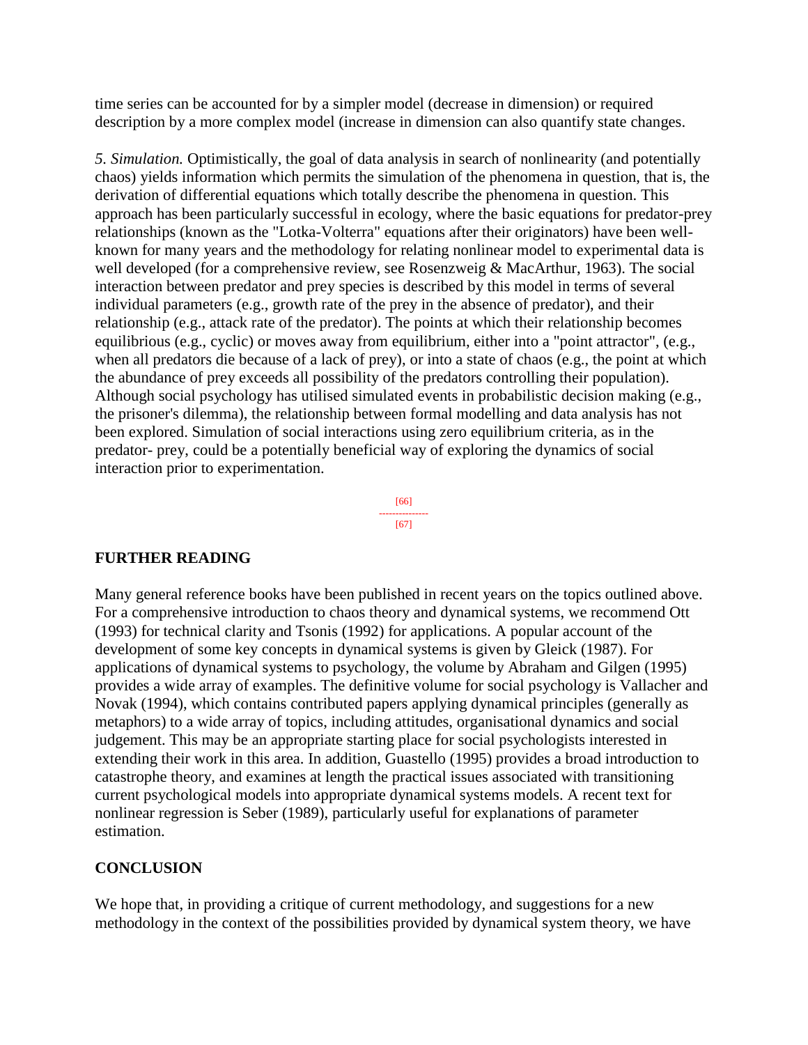time series can be accounted for by a simpler model (decrease in dimension) or required description by a more complex model (increase in dimension can also quantify state changes.

*5. Simulation.* Optimistically, the goal of data analysis in search of nonlinearity (and potentially chaos) yields information which permits the simulation of the phenomena in question, that is, the derivation of differential equations which totally describe the phenomena in question. This approach has been particularly successful in ecology, where the basic equations for predator-prey relationships (known as the "Lotka-Volterra" equations after their originators) have been well-known for many years and the methodology for relating nonlinear model to experimental data is well developed (for a comprehensive review, see Rosenzweig & MacArthur, 1963). The social interaction between predator and prey species is described by this model in terms of several individual parameters (e.g., growth rate of the prey in the absence of predator), and their relationship (e.g., attack rate of the predator). The points at which their relationship becomes equilibrious (e.g., cyclic) or moves away from equilibrium, either into a "point attractor", (e.g., when all predators die because of a lack of prey), or into a state of chaos (e.g., the point at which the abundance of prey exceeds all possibility of the predators controlling their population). Although social psychology has utilised simulated events in probabilistic decision making (e.g., the prisoner's dilemma), the relationship between formal modelling and data analysis has not been explored. Simulation of social interactions using zero equilibrium criteria, as in the predator- prey, could be a potentially beneficial way of exploring the dynamics of social interaction prior to experimentation.

## FURTHER READING

Many general reference books have been published in recent years on the topics outlined above. For a comprehensive introduction to chaos theory and dynamical systems, we recommend Ott (1993) for technical clarity and Tsonis (1992) for applications. A popular account of the development of some key concepts in dynamical systems is given by Gleick (1987). For applications of dynamical systems to psychology, the volume by Abraham and Gilgen (1995) provides a wide array of examples. The definitive volume for social psychology is Vallacher and Novak (1994), which contains contributed papers applying dynamical principles (generally as metaphors) to a wide array of topics, including attitudes, organisational dynamics and social judgement. This may be an appropriate starting place for social psychologists interested in extending their work in this area. In addition, Guastello (1995) provides a broad introduction to catastrophe theory, and examines at length the practical issues associated with transitioning current psychological models into appropriate dynamical systems models. A recent text for nonlinear regression is Seber (1989), particularly useful for explanations of parameter estimation.

## CONCLUSION

We hope that, in providing a critique of current methodology, and suggestions for a new methodology in the context of the possibilities provided by dynamical system theory, we have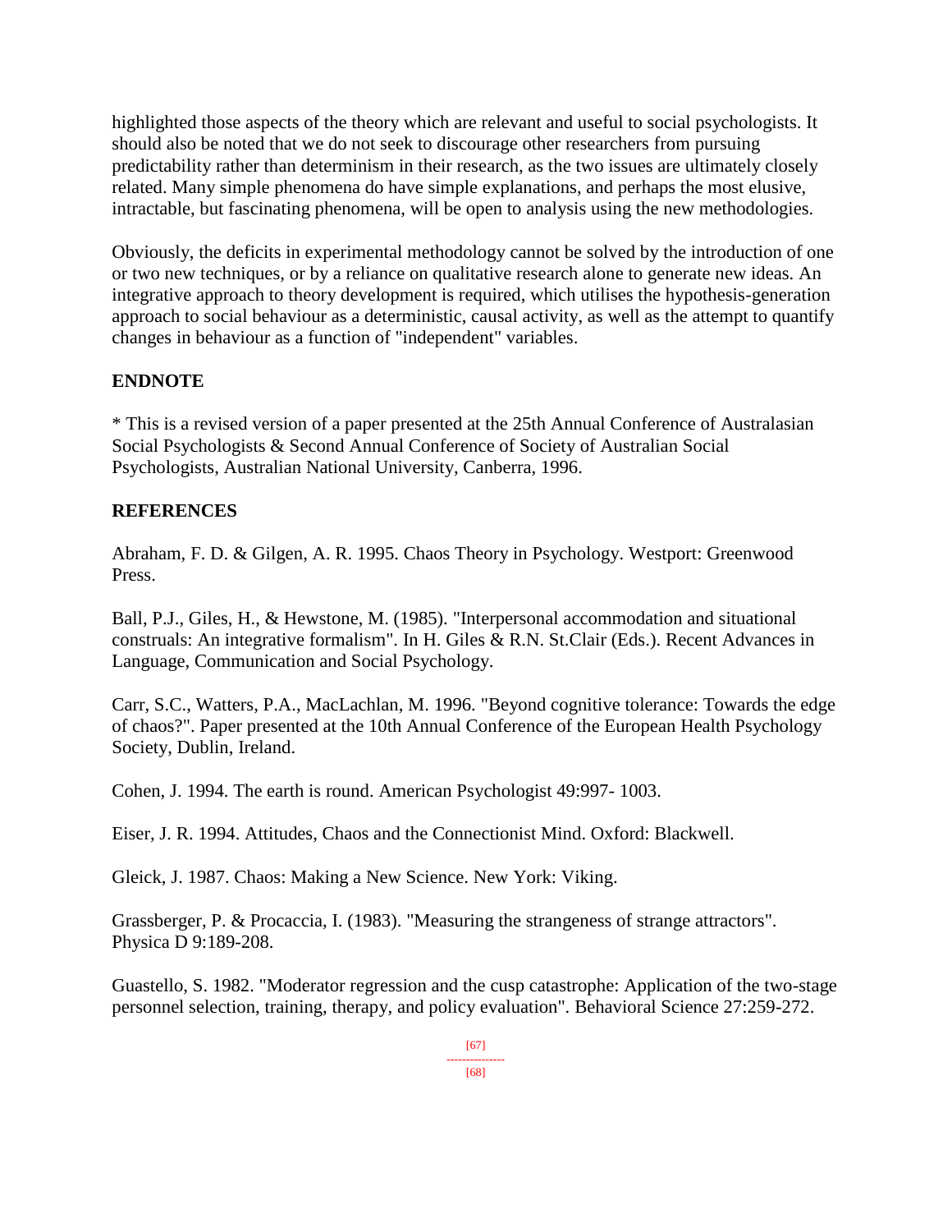highlighted those aspects of the theory which are relevant and useful to social psychologists. It should also be noted that we do not seek to discourage other researchers from pursuing predictability rather than determinism in their research, as the two issues are ultimately closely related. Many simple phenomena do have simple explanations, and perhaps the most elusive, intractable, but fascinating phenomena, will be open to analysis using the new methodologies.

Obviously, the deficits in experimental methodology cannot be solved by the introduction of one or two new techniques, or by a reliance on qualitative research alone to generate new ideas. An integrative approach to theory development is required, which utilises the hypothesis-generation approach to social behaviour as a deterministic, causal activity, as well as the attempt to quantify changes in behaviour as a function of "independent" variables.

**ENDNOTE**

* This is a revised version of a paper presented at the 25th Annual Conference of Australasian Social Psychologists & Second Annual Conference of Society of Australian Social Psychologists, Australian National University, Canberra, 1996.

**REFERENCES**

Abraham, F. D. & Gilgen, A. R. 1995. Chaos Theory in Psychology. Westport: Greenwood Press.

Ball, P.J., Giles, H., & Hewstone, M. (1985). "Interpersonal accommodation and situational construals: An integrative formalism". In H. Giles & R.N. St.Clair (Eds.). Recent Advances in Language, Communication and Social Psychology.

Carr, S.C., Watters, P.A., MacLachlan, M. 1996. "Beyond cognitive tolerance: Towards the edge of chaos?". Paper presented at the 10th Annual Conference of the European Health Psychology Society, Dublin, Ireland.

Cohen, J. 1994. The earth is round. American Psychologist 49:997- 1003.

Eiser, J. R. 1994. Attitudes, Chaos and the Connectionist Mind. Oxford: Blackwell.

Gleick, J. 1987. Chaos: Making a New Science. New York: Viking.

Grassberger, P. & Procaccia, I. (1983). "Measuring the strangeness of strange attractors". Physica D 9:189-208.

Guastello, S. 1982. "Moderator regression and the cusp catastrophe: Application of the two-stage personnel selection, training, therapy, and policy evaluation". Behavioral Science 27:259-272.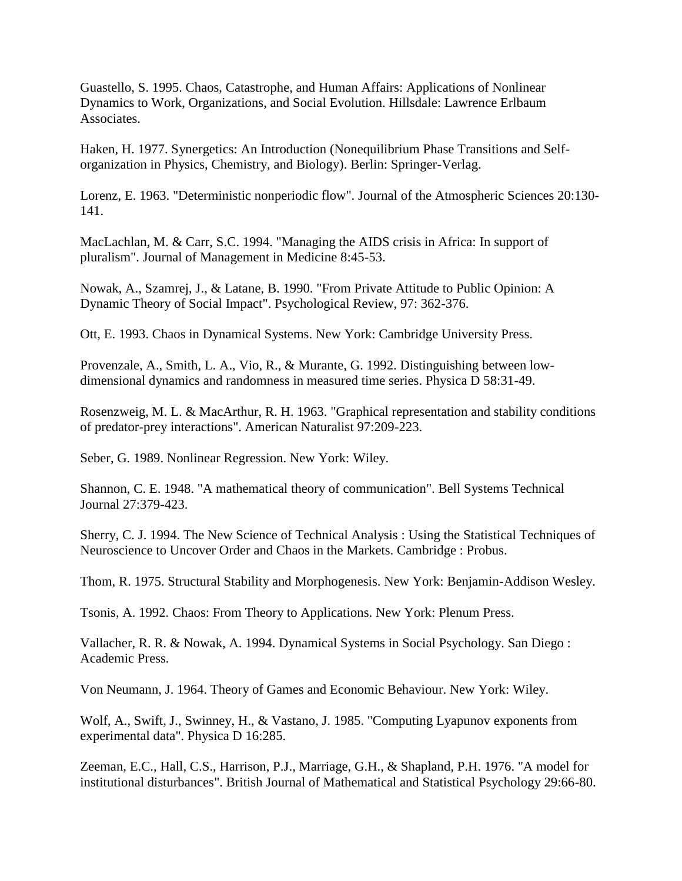Guastello, S. 1995. Chaos, Catastrophe, and Human Affairs: Applications of Nonlinear Dynamics to Work, Organizations, and Social Evolution. Hillsdale: Lawrence Erlbaum Associates.

Haken, H. 1977. Synergetics: An Introduction (Nonequilibrium Phase Transitions and Self-organization in Physics, Chemistry, and Biology). Berlin: Springer-Verlag.

Lorenz, E. 1963. "Deterministic nonperiodic flow". Journal of the Atmospheric Sciences 20:130-141.

MacLachlan, M. & Carr, S.C. 1994. "Managing the AIDS crisis in Africa: In support of pluralism". Journal of Management in Medicine 8:45-53.

Nowak, A., Szamrej, J., & Latane, B. 1990. "From Private Attitude to Public Opinion: A Dynamic Theory of Social Impact". Psychological Review, 97: 362-376.

Ott, E. 1993. Chaos in Dynamical Systems. New York: Cambridge University Press.

Provenzale, A., Smith, L. A., Vio, R., & Murante, G. 1992. Distinguishing between low-dimensional dynamics and randomness in measured time series. Physica D 58:31-49.

Rosenzweig, M. L. & MacArthur, R. H. 1963. "Graphical representation and stability conditions of predator-prey interactions". American Naturalist 97:209-223.

Seber, G. 1989. Nonlinear Regression. New York: Wiley.

Shannon, C. E. 1948. "A mathematical theory of communication". Bell Systems Technical Journal 27:379-423.

Sherry, C. J. 1994. The New Science of Technical Analysis : Using the Statistical Techniques of Neuroscience to Uncover Order and Chaos in the Markets. Cambridge : Probus.

Thom, R. 1975. Structural Stability and Morphogenesis. New York: Benjamin-Addison Wesley.

Tsonis, A. 1992. Chaos: From Theory to Applications. New York: Plenum Press.

Vallacher, R. R. & Nowak, A. 1994. Dynamical Systems in Social Psychology. San Diego : Academic Press.

Von Neumann, J. 1964. Theory of Games and Economic Behaviour. New York: Wiley.

Wolf, A., Swift, J., Swinney, H., & Vastano, J. 1985. "Computing Lyapunov exponents from experimental data". Physica D 16:285.

Zeeman, E.C., Hall, C.S., Harrison, P.J., Marriage, G.H., & Shapland, P.H. 1976. "A model for institutional disturbances". British Journal of Mathematical and Statistical Psychology 29:66-80.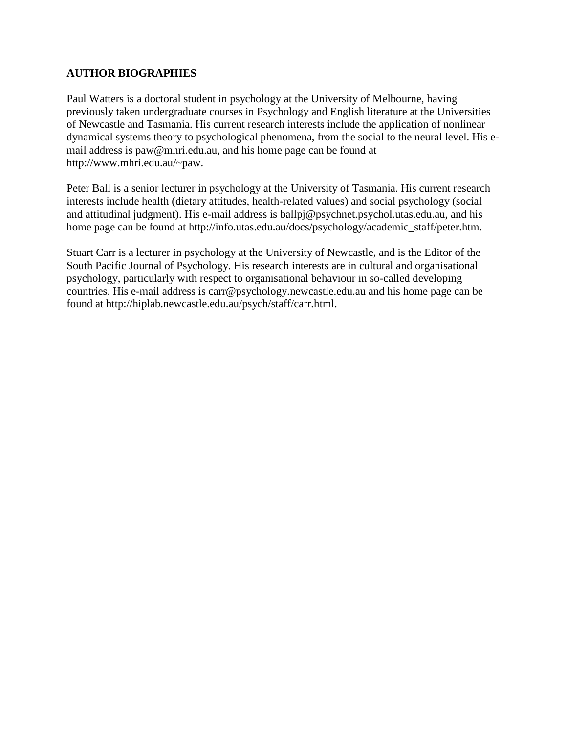## AUTHOR BIOGRAPHIES

Paul Watters is a doctoral student in psychology at the University of Melbourne, having previously taken undergraduate courses in Psychology and English literature at the Universities of Newcastle and Tasmania. His current research interests include the application of nonlinear dynamical systems theory to psychological phenomena, from the social to the neural level. His e-mail address is paw@mhri.edu.au, and his home page can be found at http://www.mhri.edu.au/~paw.

Peter Ball is a senior lecturer in psychology at the University of Tasmania. His current research interests include health (dietary attitudes, health-related values) and social psychology (social and attitudinal judgment). His e-mail address is ballpj@psychnet.psychol.utas.edu.au, and his home page can be found at http://info.utas.edu.au/docs/psychology/academic_staff/peter.htm.

Stuart Carr is a lecturer in psychology at the University of Newcastle, and is the Editor of the South Pacific Journal of Psychology. His research interests are in cultural and organisational psychology, particularly with respect to organisational behaviour in so-called developing countries. His e-mail address is carr@psychology.newcastle.edu.au and his home page can be found at http://hiplab.newcastle.edu.au/psych/staff/carr.html.